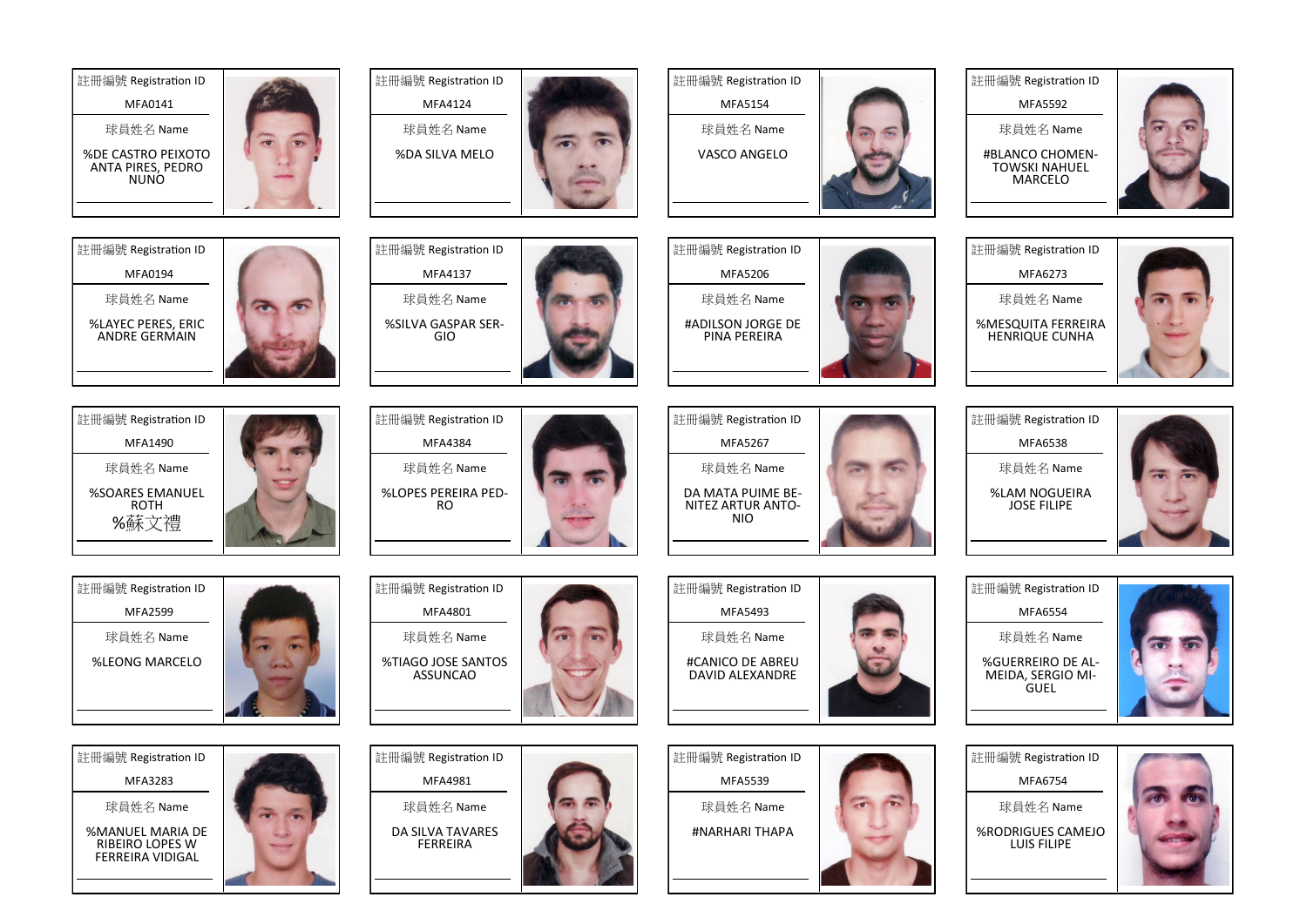| 註冊編號 Registration ID | 球員姓名 Name |
|---|---|
| MFA0141 | %DE CASTRO PEIXOTO ANTA PIRES, PEDRO NUNO |
| MFA4124 | %DA SILVA MELO |
| MFA5154 | VASCO ANGELO |
| MFA5592 | #BLANCO CHOMEN-TOWSKI NAHUEL MARCELO |
| MFA0194 | %LAYEC PERES, ERIC ANDRE GERMAIN |
| MFA4137 | %SILVA GASPAR SER-GIO |
| MFA5206 | #ADILSON JORGE DE PINA PEREIRA |
| MFA6273 | %MESQUITA FERREIRA HENRIQUE CUNHA |
| MFA1490 | %SOARES EMANUEL ROTH %蘇文禮 |
| MFA4384 | %LOPES PEREIRA PED-RO |
| MFA5267 | DA MATA PUIME BE-NITEZ ARTUR ANTO-NIO |
| MFA6538 | %LAM NOGUEIRA JOSE FILIPE |
| MFA2599 | %LEONG MARCELO |
| MFA4801 | %TIAGO JOSE SANTOS ASSUNCAO |
| MFA5493 | #CANICO DE ABREU DAVID ALEXANDRE |
| MFA6554 | %GUERREIRO DE AL-MEIDA, SERGIO MI-GUEL |
| MFA3283 | %MANUEL MARIA DE RIBEIRO LOPES W FERREIRA VIDIGAL |
| MFA4981 | DA SILVA TAVARES FERREIRA |
| MFA5539 | #NARHARI THAPA |
| MFA6754 | %RODRIGUES CAMEJO LUIS FILIPE |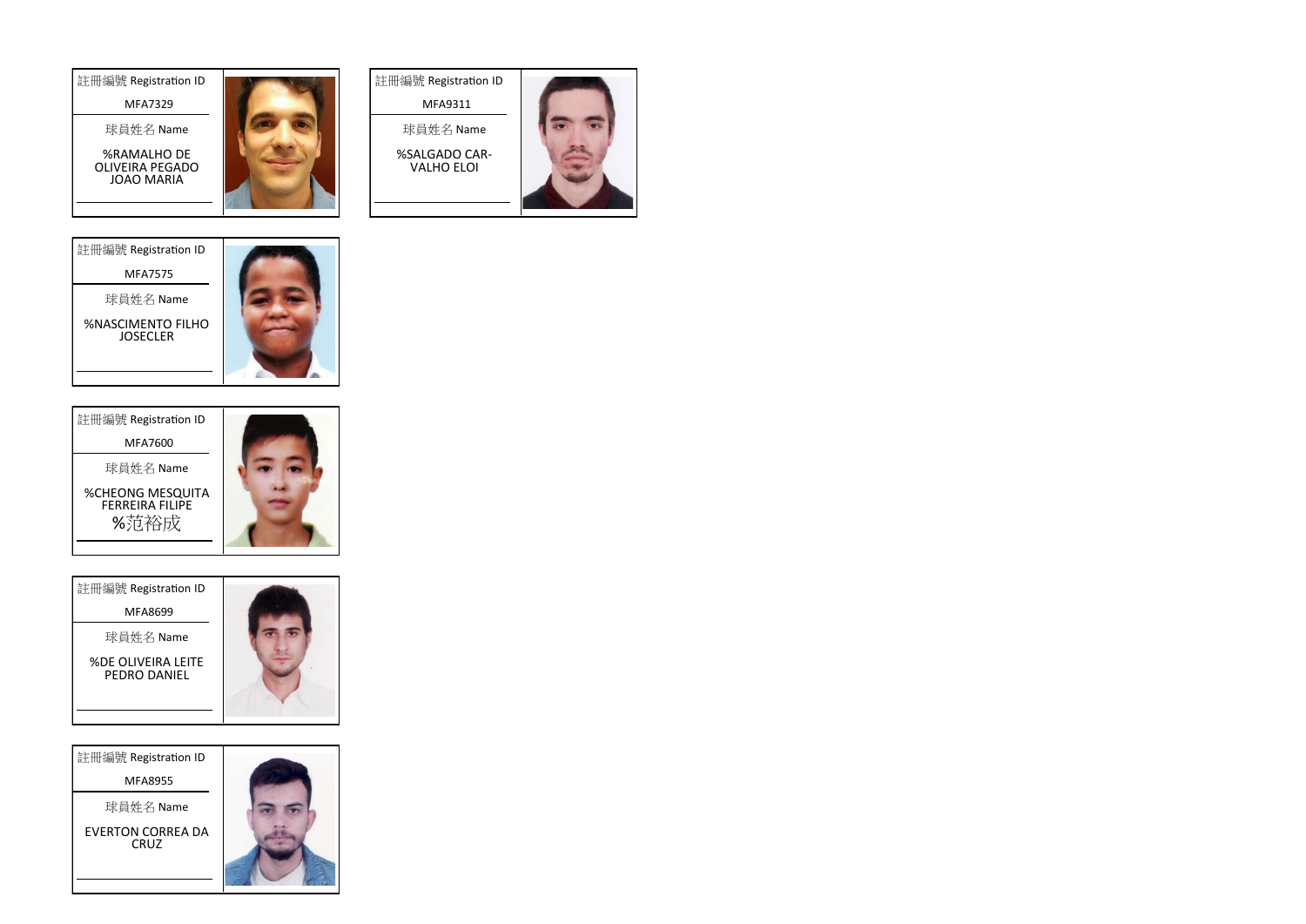註冊編號 Registration ID

MFA7329

球員姓名 Name

%RAMALHO DE OLIVEIRA PEGADO JOAO MARIA

註冊編號 Registration ID

MFA9311

球員姓名 Name

%SALGADO CAR-VALHO ELOI

註冊編號 Registration ID

MFA7575

球員姓名 Name

%NASCIMENTO FILHO JOSECLER

註冊編號 Registration ID

MFA7600

球員姓名 Name

%CHEONG MESQUITA FERREIRA FILIPE

%范裕成

註冊編號 Registration ID

MFA8699

球員姓名 Name

%DE OLIVEIRA LEITE PEDRO DANIEL

註冊編號 Registration ID

MFA8955

球員姓名 Name

EVERTON CORREA DA CRUZ